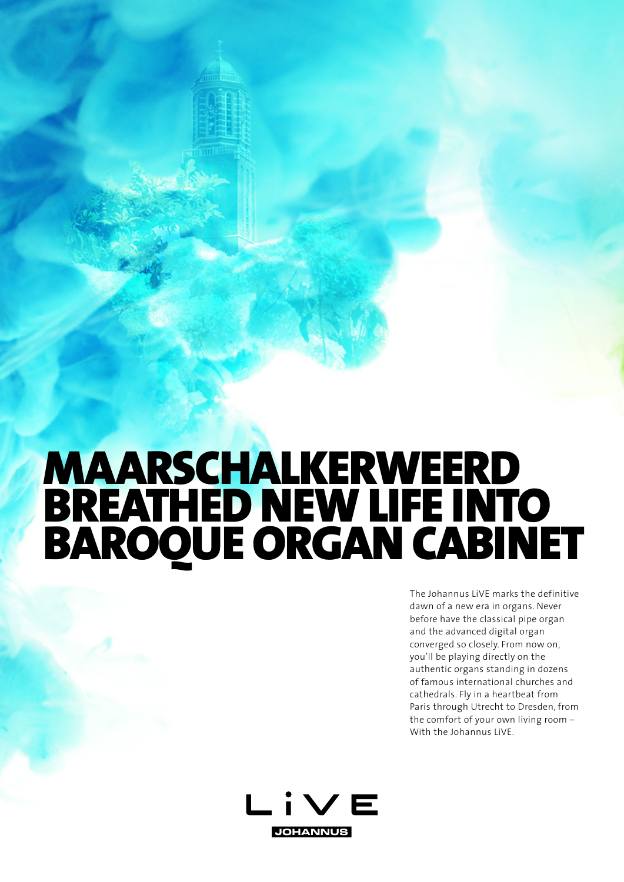# MAARSCHALKERWEERD BREATHED NEW LIFE INTO BAROQUE ORGAN CABINET

The Johannus LiVE marks the definitive dawn of a new era in organs. Never before have the classical pipe organ and the advanced digital organ converged so closely. From now on, you'll be playing directly on the authentic organs standing in dozens of famous international churches and cathedrals. Fly in a heartbeat from Paris through Utrecht to Dresden, from the comfort of your own living room – With the Johannus LiVE.

LiVE

JOHANNUS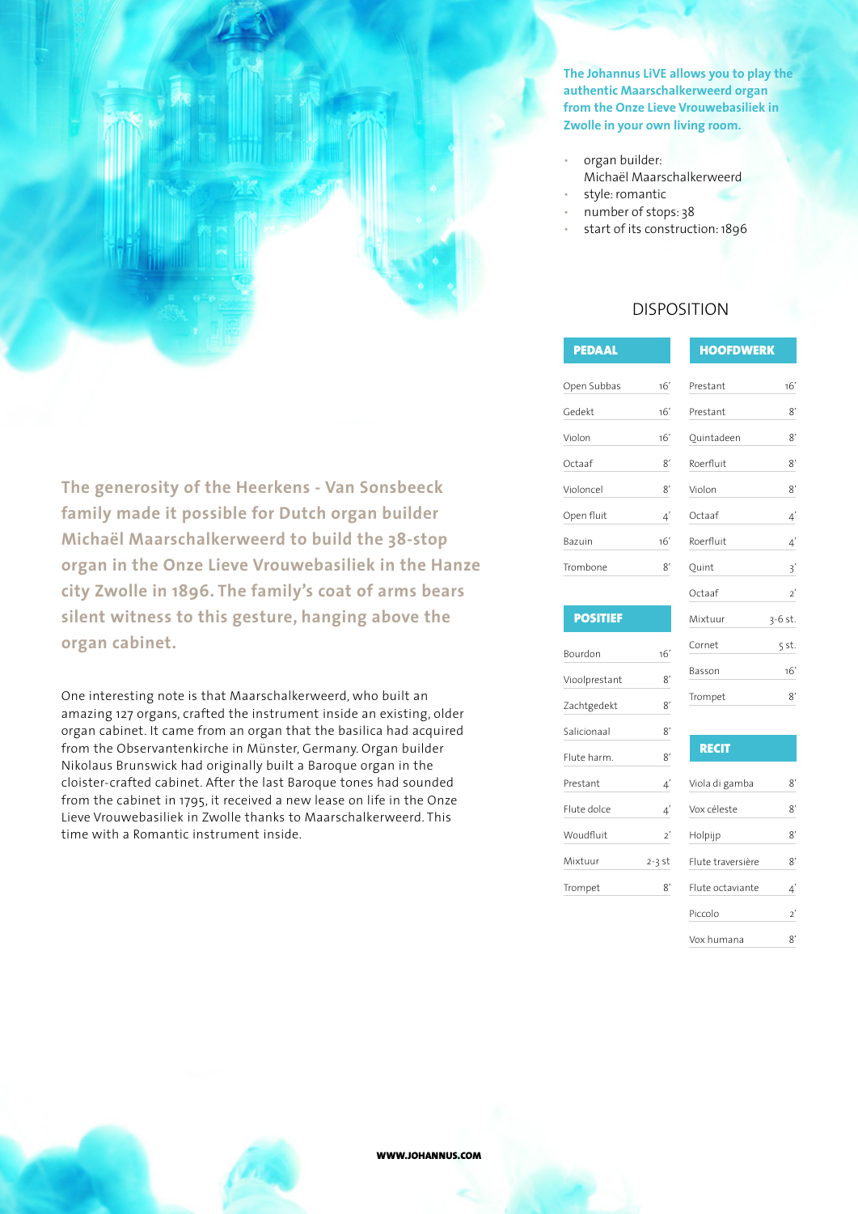**The Johannus LiVE allows you to play the authentic Maarschalkerweerd organ from the Onze Lieve Vrouwebasiliek in Zwolle in your own living room.**

- organ builder: Michaël Maarschalkerweerd
- style: romantic
- number of stops: 38
- start of its construction: 1896

**The generosity of the Heerkens - Van Sonsbeeck family made it possible for Dutch organ builder Michaël Maarschalkerweerd to build the 38-stop organ in the Onze Lieve Vrouwebasiliek in the Hanze city Zwolle in 1896. The family's coat of arms bears silent witness to this gesture, hanging above the organ cabinet.**

One interesting note is that Maarschalkerweerd, who built an amazing 127 organs, crafted the instrument inside an existing, older organ cabinet. It came from an organ that the basilica had acquired from the Observantenkirche in Münster, Germany. Organ builder Nikolaus Brunswick had originally built a Baroque organ in the cloister-crafted cabinet. After the last Baroque tones had sounded from the cabinet in 1795, it received a new lease on life in the Onze Lieve Vrouwebasiliek in Zwolle thanks to Maarschalkerweerd. This time with a Romantic instrument inside.

## DISPOSITION

### PEDAAL

| | |
|---|---|
| Open Subbas | 16' |
| Gedekt | 16' |
| Violon | 16' |
| Octaaf | 8' |
| Violoncel | 8' |
| Open fluit | 4' |
| Bazuin | 16' |
| Trombone | 8' |

### POSITIEF

| | |
|---|---|
| Bourdon | 16' |
| Vioolprestant | 8' |
| Zachtgedekt | 8' |
| Salicionaal | 8' |
| Flute harm. | 8' |
| Prestant | 4' |
| Flute dolce | 4' |
| Woudfluit | 2' |
| Mixtuur | 2-3 st |
| Trompet | 8' |

### HOOFDWERK

| | |
|---|---|
| Prestant | 16' |
| Prestant | 8' |
| Quintadeen | 8' |
| Roerfluit | 8' |
| Violon | 8' |
| Octaaf | 4' |
| Roerfluit | 4' |
| Quint | 3' |
| Octaaf | 2' |
| Mixtuur | 3-6 st. |
| Cornet | 5 st. |
| Basson | 16' |
| Trompet | 8' |

### RECIT

| | |
|---|---|
| Viola di gamba | 8' |
| Vox céleste | 8' |
| Holpijp | 8' |
| Flute traversière | 8' |
| Flute octaviante | 4' |
| Piccolo | 2' |
| Vox humana | 8' |

WWW.JOHANNUS.COM